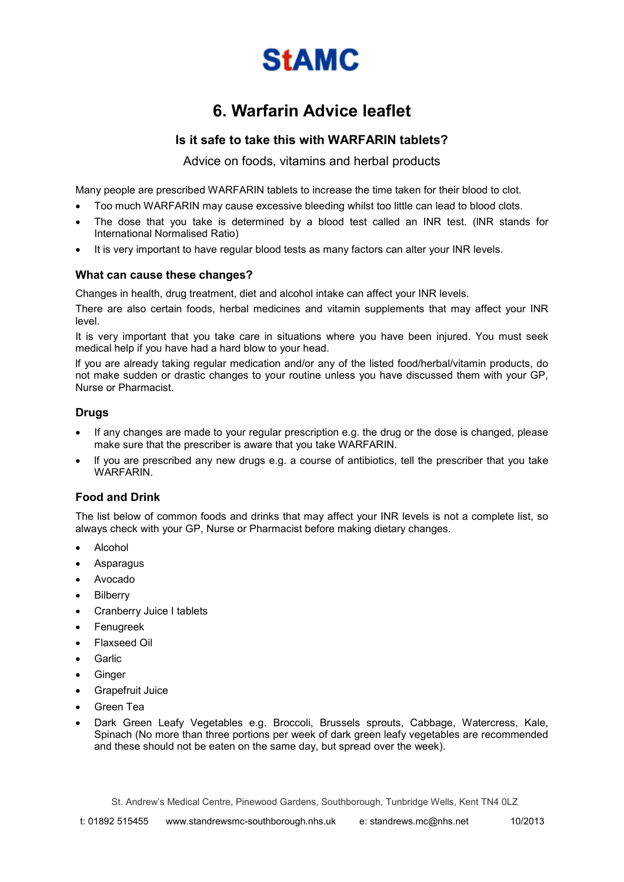# StAMC

## 6. Warfarin Advice leaflet

### Is it safe to take this with WARFARIN tablets?

Advice on foods, vitamins and herbal products

Many people are prescribed WARFARIN tablets to increase the time taken for their blood to clot.

- Too much WARFARIN may cause excessive bleeding whilst too little can lead to blood clots.
- The dose that you take is determined by a blood test called an INR test. (INR stands for International Normalised Ratio)
- It is very important to have regular blood tests as many factors can alter your INR levels.

### What can cause these changes?

Changes in health, drug treatment, diet and alcohol intake can affect your INR levels.

There are also certain foods, herbal medicines and vitamin supplements that may affect your INR level.

It is very important that you take care in situations where you have been injured. You must seek medical help if you have had a hard blow to your head.

If you are already taking regular medication and/or any of the listed food/herbal/vitamin products, do not make sudden or drastic changes to your routine unless you have discussed them with your GP, Nurse or Pharmacist.

### Drugs

- If any changes are made to your regular prescription e.g. the drug or the dose is changed, please make sure that the prescriber is aware that you take WARFARIN.
- If you are prescribed any new drugs e.g. a course of antibiotics, tell the prescriber that you take WARFARIN.

### Food and Drink

The list below of common foods and drinks that may affect your INR levels is not a complete list, so always check with your GP, Nurse or Pharmacist before making dietary changes.

- Alcohol
- Asparagus
- Avocado
- Bilberry
- Cranberry Juice I tablets
- Fenugreek
- Flaxseed Oil
- Garlic
- Ginger
- Grapefruit Juice
- Green Tea
- Dark Green Leafy Vegetables e.g. Broccoli, Brussels sprouts, Cabbage, Watercress, Kale, Spinach (No more than three portions per week of dark green leafy vegetables are recommended and these should not be eaten on the same day, but spread over the week).

St. Andrew's Medical Centre, Pinewood Gardens, Southborough, Tunbridge Wells, Kent TN4 0LZ

t: 01892 515455 www.standrewsmc-southborough.nhs.uk e: standrews.mc@nhs.net 10/2013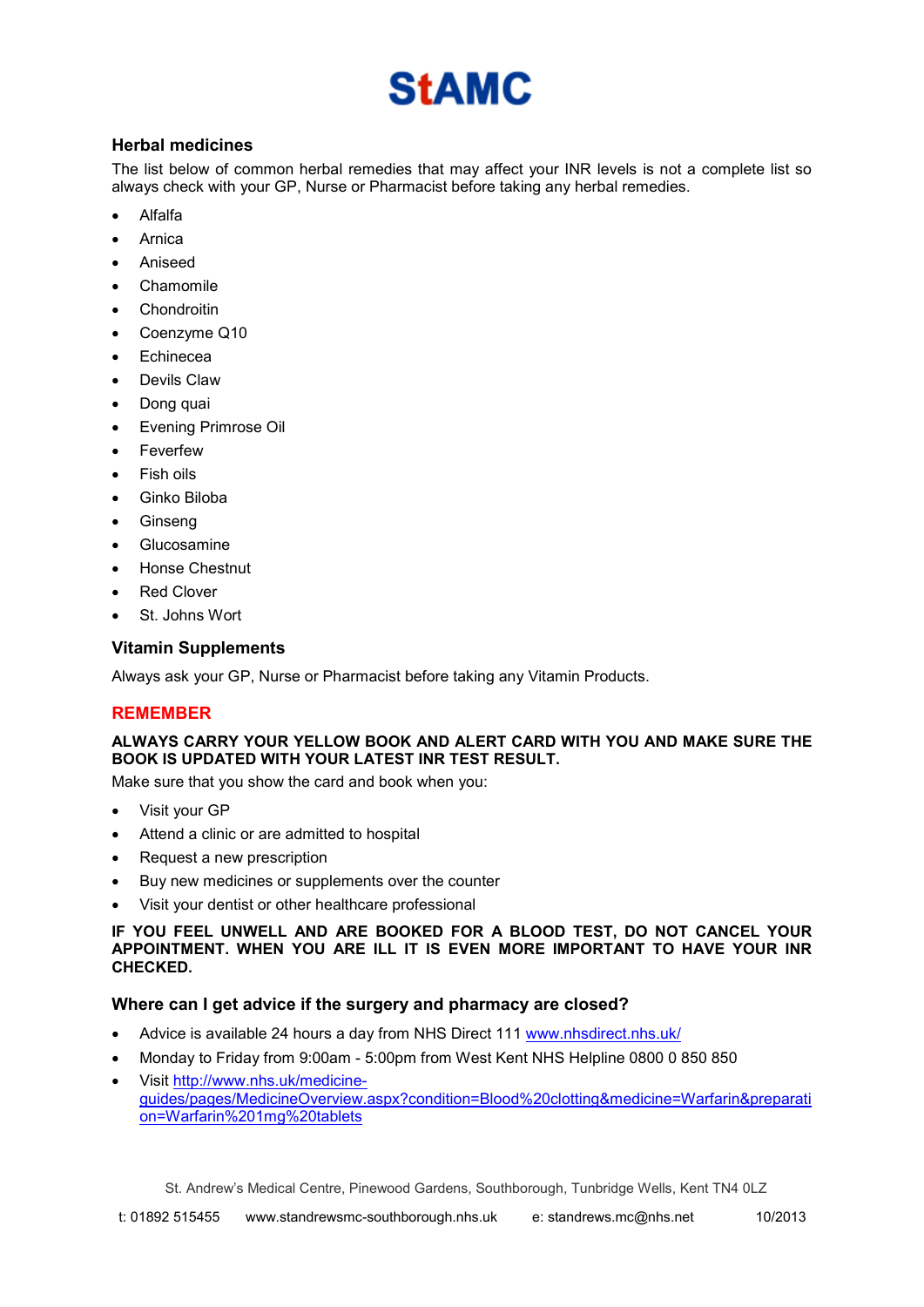**StAMC**

## Herbal medicines

The list below of common herbal remedies that may affect your INR levels is not a complete list so always check with your GP, Nurse or Pharmacist before taking any herbal remedies.

- Alfalfa
- Arnica
- Aniseed
- Chamomile
- Chondroitin
- Coenzyme Q10
- Echinecea
- Devils Claw
- Dong quai
- Evening Primrose Oil
- Feverfew
- Fish oils
- Ginko Biloba
- Ginseng
- Glucosamine
- Honse Chestnut
- Red Clover
- St. Johns Wort

## Vitamin Supplements

Always ask your GP, Nurse or Pharmacist before taking any Vitamin Products.

## REMEMBER

**ALWAYS CARRY YOUR YELLOW BOOK AND ALERT CARD WITH YOU AND MAKE SURE THE BOOK IS UPDATED WITH YOUR LATEST INR TEST RESULT.**

Make sure that you show the card and book when you:

- Visit your GP
- Attend a clinic or are admitted to hospital
- Request a new prescription
- Buy new medicines or supplements over the counter
- Visit your dentist or other healthcare professional

**IF YOU FEEL UNWELL AND ARE BOOKED FOR A BLOOD TEST, DO NOT CANCEL YOUR APPOINTMENT. WHEN YOU ARE ILL IT IS EVEN MORE IMPORTANT TO HAVE YOUR INR CHECKED.**

## Where can I get advice if the surgery and pharmacy are closed?

- Advice is available 24 hours a day from NHS Direct 111 www.nhsdirect.nhs.uk/
- Monday to Friday from 9:00am - 5:00pm from West Kent NHS Helpline 0800 0 850 850
- Visit http://www.nhs.uk/medicine-guides/pages/MedicineOverview.aspx?condition=Blood%20clotting&medicine=Warfarin&preparation=Warfarin%201mg%20tablets

St. Andrew's Medical Centre, Pinewood Gardens, Southborough, Tunbridge Wells, Kent TN4 0LZ

t: 01892 515455 www.standrewsmc-southborough.nhs.uk e: standrews.mc@nhs.net 10/2013